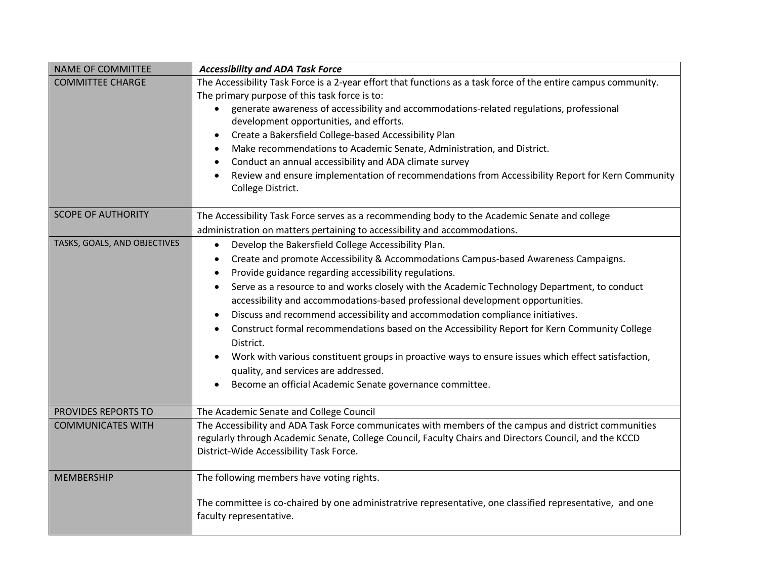| NAME OF COMMITTEE | ***Accessibility and ADA Task Force*** |
|---|---|
| COMMITTEE CHARGE | The Accessibility Task Force is a 2-year effort that functions as a task force of the entire campus community. The primary purpose of this task force is to:<br>• generate awareness of accessibility and accommodations-related regulations, professional development opportunities, and efforts.<br>• Create a Bakersfield College-based Accessibility Plan<br>• Make recommendations to Academic Senate, Administration, and District.<br>• Conduct an annual accessibility and ADA climate survey<br>• Review and ensure implementation of recommendations from Accessibility Report for Kern Community College District. |
| SCOPE OF AUTHORITY | The Accessibility Task Force serves as a recommending body to the Academic Senate and college administration on matters pertaining to accessibility and accommodations. |
| TASKS, GOALS, AND OBJECTIVES | • Develop the Bakersfield College Accessibility Plan.<br>• Create and promote Accessibility & Accommodations Campus-based Awareness Campaigns.<br>• Provide guidance regarding accessibility regulations.<br>• Serve as a resource to and works closely with the Academic Technology Department, to conduct accessibility and accommodations-based professional development opportunities.<br>• Discuss and recommend accessibility and accommodation compliance initiatives.<br>• Construct formal recommendations based on the Accessibility Report for Kern Community College District.<br>• Work with various constituent groups in proactive ways to ensure issues which effect satisfaction, quality, and services are addressed.<br>• Become an official Academic Senate governance committee. |
| PROVIDES REPORTS TO | The Academic Senate and College Council |
| COMMUNICATES WITH | The Accessibility and ADA Task Force communicates with members of the campus and district communities regularly through Academic Senate, College Council, Faculty Chairs and Directors Council, and the KCCD District-Wide Accessibility Task Force. |
| MEMBERSHIP | The following members have voting rights.<br><br>The committee is co-chaired by one administratrive representative, one classified representative, and one faculty representative. |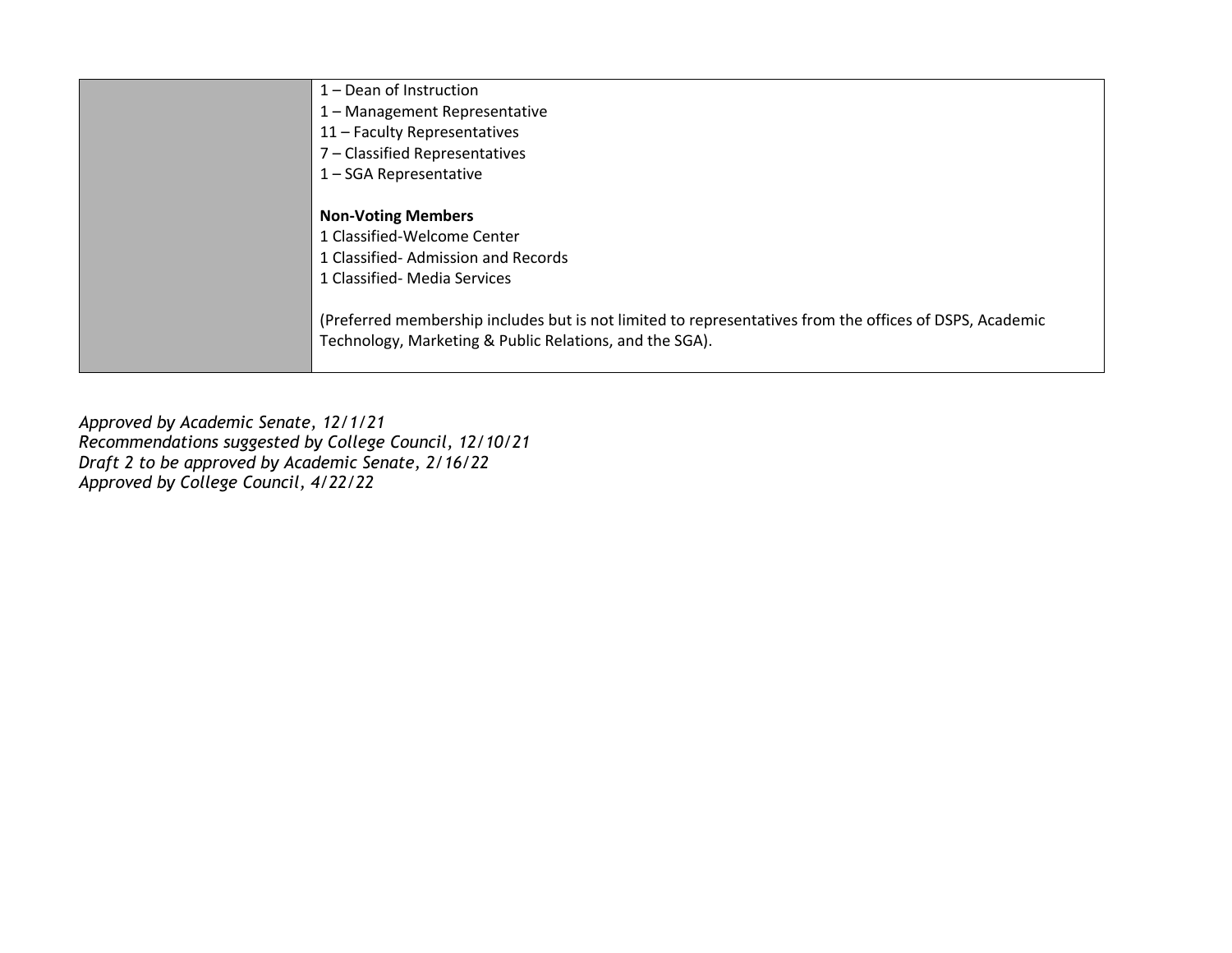| | |
|---|---|
| | 1 – Dean of Instruction<br>1 – Management Representative<br>11 – Faculty Representatives<br>7 – Classified Representatives<br>1 – SGA Representative<br><br>**Non-Voting Members**<br>1 Classified-Welcome Center<br>1 Classified- Admission and Records<br>1 Classified- Media Services<br><br>(Preferred membership includes but is not limited to representatives from the offices of DSPS, Academic Technology, Marketing & Public Relations, and the SGA). |

*Approved by Academic Senate, 12/1/21*
*Recommendations suggested by College Council, 12/10/21*
*Draft 2 to be approved by Academic Senate, 2/16/22*
*Approved by College Council, 4/22/22*